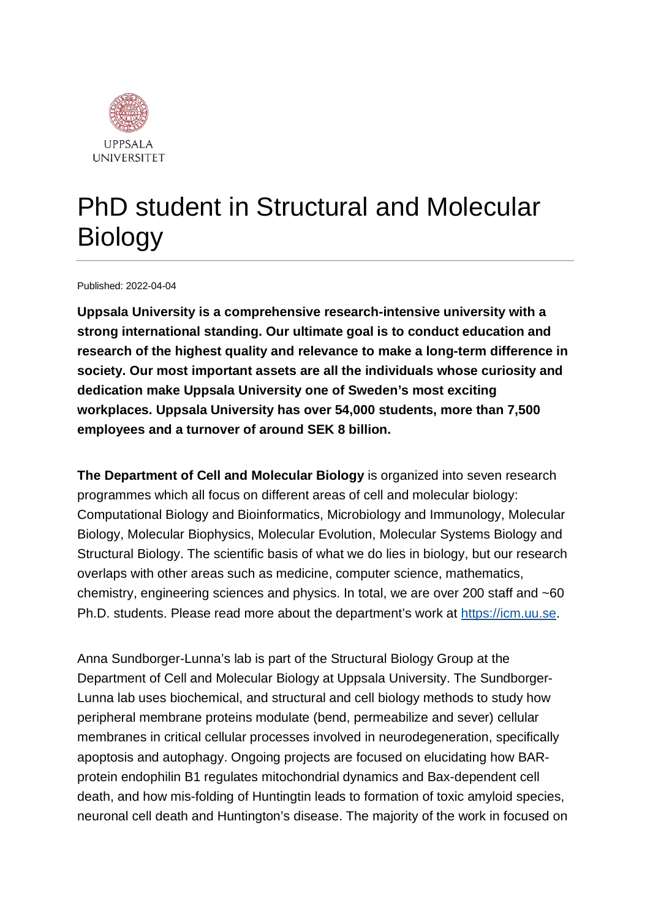UPPSALA UNIVERSITET

# PhD student in Structural and Molecular Biology

Published: 2022-04-04

**Uppsala University is a comprehensive research-intensive university with a strong international standing. Our ultimate goal is to conduct education and research of the highest quality and relevance to make a long-term difference in society. Our most important assets are all the individuals whose curiosity and dedication make Uppsala University one of Sweden's most exciting workplaces. Uppsala University has over 54,000 students, more than 7,500 employees and a turnover of around SEK 8 billion.**

**The Department of Cell and Molecular Biology** is organized into seven research programmes which all focus on different areas of cell and molecular biology: Computational Biology and Bioinformatics, Microbiology and Immunology, Molecular Biology, Molecular Biophysics, Molecular Evolution, Molecular Systems Biology and Structural Biology. The scientific basis of what we do lies in biology, but our research overlaps with other areas such as medicine, computer science, mathematics, chemistry, engineering sciences and physics. In total, we are over 200 staff and ~60 Ph.D. students. Please read more about the department's work at [https://icm.uu.se](https://icm.uu.se).

Anna Sundborger-Lunna's lab is part of the Structural Biology Group at the Department of Cell and Molecular Biology at Uppsala University. The Sundborger-Lunna lab uses biochemical, and structural and cell biology methods to study how peripheral membrane proteins modulate (bend, permeabilize and sever) cellular membranes in critical cellular processes involved in neurodegeneration, specifically apoptosis and autophagy. Ongoing projects are focused on elucidating how BAR-protein endophilin B1 regulates mitochondrial dynamics and Bax-dependent cell death, and how mis-folding of Huntingtin leads to formation of toxic amyloid species, neuronal cell death and Huntington's disease. The majority of the work in focused on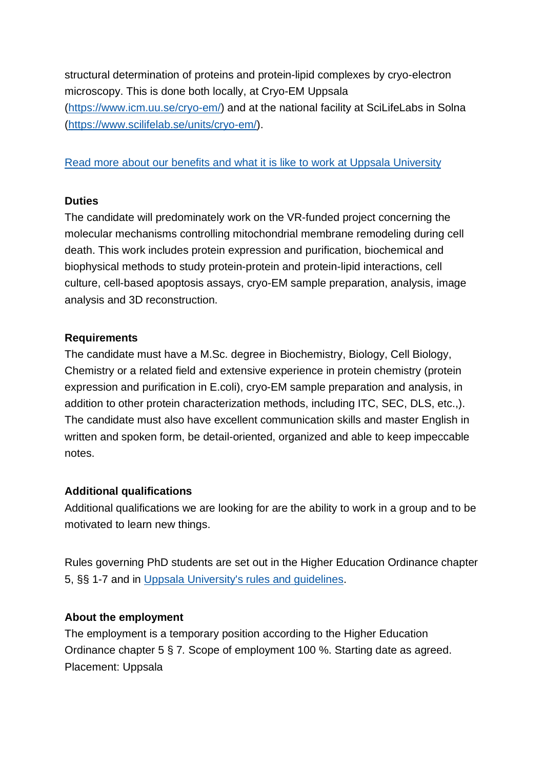structural determination of proteins and protein-lipid complexes by cryo-electron microscopy. This is done both locally, at Cryo-EM Uppsala ([https://www.icm.uu.se/cryo-em/](https://www.icm.uu.se/cryo-em/)) and at the national facility at SciLifeLabs in Solna ([https://www.scilifelab.se/units/cryo-em/](https://www.scilifelab.se/units/cryo-em/)).

Read more about our benefits and what it is like to work at Uppsala University

**Duties**
The candidate will predominately work on the VR-funded project concerning the molecular mechanisms controlling mitochondrial membrane remodeling during cell death. This work includes protein expression and purification, biochemical and biophysical methods to study protein-protein and protein-lipid interactions, cell culture, cell-based apoptosis assays, cryo-EM sample preparation, analysis, image analysis and 3D reconstruction.

**Requirements**
The candidate must have a M.Sc. degree in Biochemistry, Biology, Cell Biology, Chemistry or a related field and extensive experience in protein chemistry (protein expression and purification in E.coli), cryo-EM sample preparation and analysis, in addition to other protein characterization methods, including ITC, SEC, DLS, etc.,). The candidate must also have excellent communication skills and master English in written and spoken form, be detail-oriented, organized and able to keep impeccable notes.

**Additional qualifications**
Additional qualifications we are looking for are the ability to work in a group and to be motivated to learn new things.

Rules governing PhD students are set out in the Higher Education Ordinance chapter 5, §§ 1-7 and in Uppsala University's rules and guidelines.

**About the employment**
The employment is a temporary position according to the Higher Education Ordinance chapter 5 § 7. Scope of employment 100 %. Starting date as agreed. Placement: Uppsala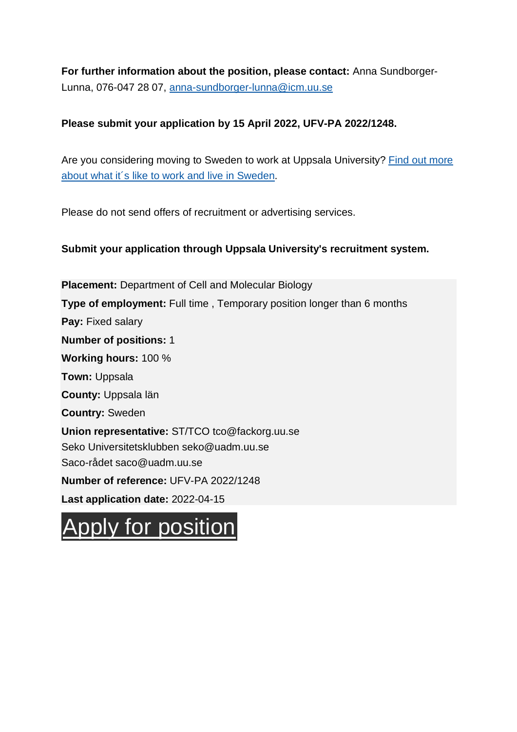**For further information about the position, please contact:** Anna Sundborger-Lunna, 076-047 28 07, anna-sundborger-lunna@icm.uu.se

**Please submit your application by 15 April 2022, UFV-PA 2022/1248.**

Are you considering moving to Sweden to work at Uppsala University? Find out more about what it´s like to work and live in Sweden.

Please do not send offers of recruitment or advertising services.

**Submit your application through Uppsala University's recruitment system.**

**Placement:** Department of Cell and Molecular Biology

**Type of employment:** Full time , Temporary position longer than 6 months

**Pay:** Fixed salary

**Number of positions:** 1

**Working hours:** 100 %

**Town:** Uppsala

**County:** Uppsala län

**Country:** Sweden

**Union representative:** ST/TCO tco@fackorg.uu.se
Seko Universitetsklubben seko@uadm.uu.se
Saco-rådet saco@uadm.uu.se

**Number of reference:** UFV-PA 2022/1248

**Last application date:** 2022-04-15

Apply for position